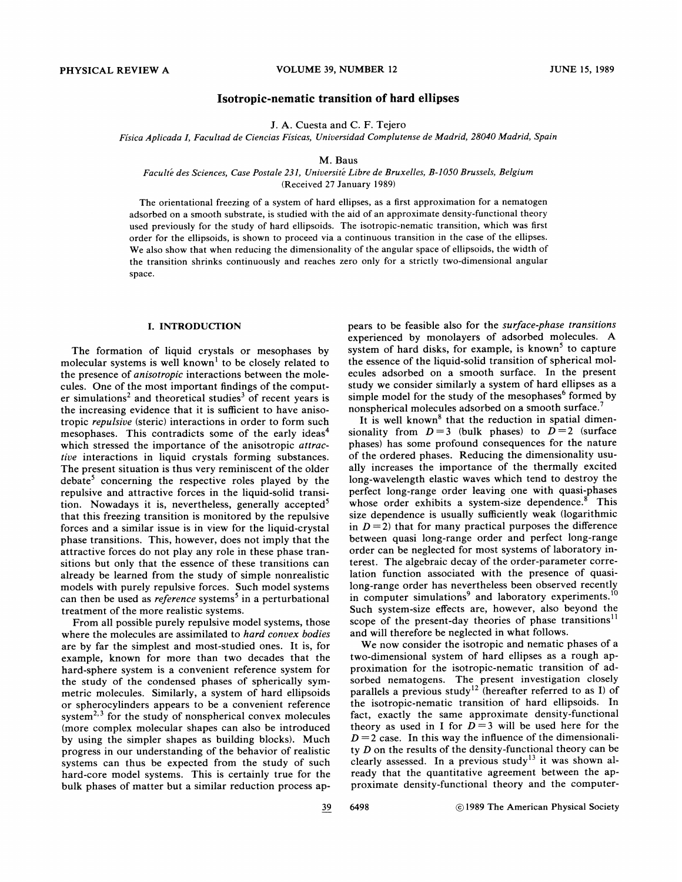# Isotropic-nematic transition of hard ellipses

J. A. Cuesta and C. F. Tejero

*Física Aplicada I, Facultad de Ciencias Físicas, Universidad Complutense de Madrid, 28040 Madrid, Spain*

M. Baus

*Faculté des Sciences, Case Postale 231, Université Libre de Bruxelles, B-1050 Brussels, Belgium*

(Received 27 January 1989)

The orientational freezing of a system of hard ellipses, as a first approximation for a nematogen adsorbed on a smooth substrate, is studied with the aid of an approximate density-functional theory used previously for the study of hard ellipsoids. The isotropic-nematic transition, which was first order for the ellipsoids, is shown to proceed via a continuous transition in the case of the ellipses. We also show that when reducing the dimensionality of the angular space of ellipsoids, the width of the transition shrinks continuously and reaches zero only for a strictly two-dimensional angular space.

## I. INTRODUCTION

The formation of liquid crystals or mesophases by molecular systems is well known[1] to be closely related to the presence of *anisotropic* interactions between the molecules. One of the most important findings of the computer simulations[2] and theoretical studies[3] of recent years is the increasing evidence that it is sufficient to have anisotropic *repulsive* (steric) interactions in order to form such mesophases. This contradicts some of the early ideas[4] which stressed the importance of the anisotropic *attractive* interactions in liquid crystals forming substances. The present situation is thus very reminiscent of the older debate[5] concerning the respective roles played by the repulsive and attractive forces in the liquid-solid transition. Nowadays it is, nevertheless, generally accepted[5] that this freezing transition is monitored by the repulsive forces and a similar issue is in view for the liquid-crystal phase transitions. This, however, does not imply that the attractive forces do not play any role in these phase transitions but only that the essence of these transitions can already be learned from the study of simple nonrealistic models with purely repulsive forces. Such model systems can then be used as *reference* systems[5] in a perturbational treatment of the more realistic systems.

From all possible purely repulsive model systems, those where the molecules are assimilated to *hard convex bodies* are by far the simplest and most-studied ones. It is, for example, known for more than two decades that the hard-sphere system is a convenient reference system for the study of the condensed phases of spherically symmetric molecules. Similarly, a system of hard ellipsoids or spherocylinders appears to be a convenient reference system[2,3] for the study of nonspherical convex molecules (more complex molecular shapes can also be introduced by using the simpler shapes as building blocks). Much progress in our understanding of the behavior of realistic systems can thus be expected from the study of such hard-core model systems. This is certainly true for the bulk phases of matter but a similar reduction process appears to be feasible also for the *surface-phase transitions* experienced by monolayers of adsorbed molecules. A system of hard disks, for example, is known[5] to capture the essence of the liquid-solid transition of spherical molecules adsorbed on a smooth surface. In the present study we consider similarly a system of hard ellipses as a simple model for the study of the mesophases[6] formed by nonspherical molecules adsorbed on a smooth surface.[7]

It is well known[8] that the reduction in spatial dimensionality from $D=3$ (bulk phases) to $D=2$ (surface phases) has some profound consequences for the nature of the ordered phases. Reducing the dimensionality usually increases the importance of the thermally excited long-wavelength elastic waves which tend to destroy the perfect long-range order leaving one with quasi-phases whose order exhibits a system-size dependence.[8] This size dependence is usually sufficiently weak (logarithmic in $D=2$) that for many practical purposes the difference between quasi long-range order and perfect long-range order can be neglected for most systems of laboratory interest. The algebraic decay of the order-parameter correlation function associated with the presence of quasi-long-range order has nevertheless been observed recently in computer simulations[9] and laboratory experiments.[10] Such system-size effects are, however, also beyond the scope of the present-day theories of phase transitions[11] and will therefore be neglected in what follows.

We now consider the isotropic and nematic phases of a two-dimensional system of hard ellipses as a rough approximation for the isotropic-nematic transition of adsorbed nematogens. The present investigation closely parallels a previous study[12] (hereafter referred to as I) of the isotropic-nematic transition of hard ellipsoids. In fact, exactly the same approximate density-functional theory as used in I for $D=3$ will be used here for the $D=2$ case. In this way the influence of the dimensionality $D$ on the results of the density-functional theory can be clearly assessed. In a previous study[13] it was shown already that the quantitative agreement between the approximate density-functional theory and the computer-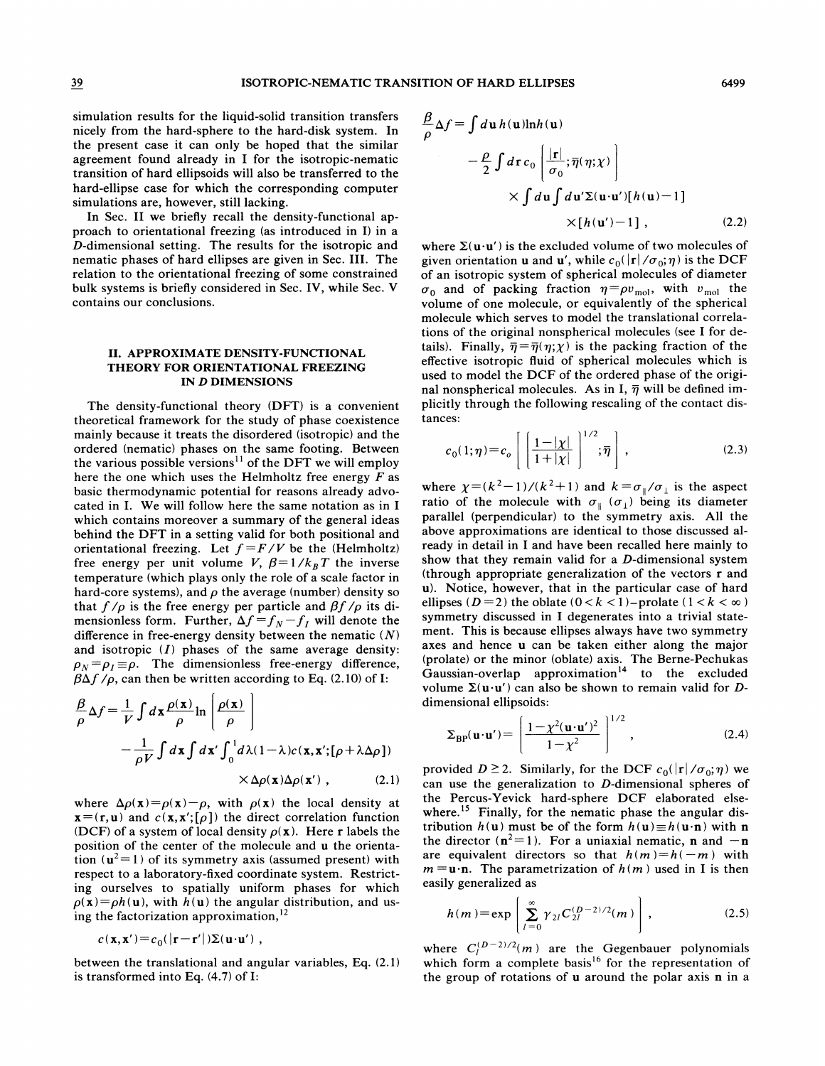simulation results for the liquid-solid transition transfers nicely from the hard-sphere to the hard-disk system. In the present case it can only be hoped that the similar agreement found already in I for the isotropic-nematic transition of hard ellipsoids will also be transferred to the hard-ellipse case for which the corresponding computer simulations are, however, still lacking.

In Sec. II we briefly recall the density-functional approach to orientational freezing (as introduced in I) in a $D$-dimensional setting. The results for the isotropic and nematic phases of hard ellipses are given in Sec. III. The relation to the orientational freezing of some constrained bulk systems is briefly considered in Sec. IV, while Sec. V contains our conclusions.

## II. APPROXIMATE DENSITY-FUNCTIONAL THEORY FOR ORIENTATIONAL FREEZING IN $D$ DIMENSIONS

The density-functional theory (DFT) is a convenient theoretical framework for the study of phase coexistence mainly because it treats the disordered (isotropic) and the ordered (nematic) phases on the same footing. Between the various possible versions[11] of the DFT we will employ here the one which uses the Helmholtz free energy $F$ as basic thermodynamic potential for reasons already advocated in I. We will follow here the same notation as in I which contains moreover a summary of the general ideas behind the DFT in a setting valid for both positional and orientational freezing. Let $f=F/V$ be the (Helmholtz) free energy per unit volume $V$, $\beta=1/k_BT$ the inverse temperature (which plays only the role of a scale factor in hard-core systems), and $\rho$ the average (number) density so that $f/\rho$ is the free energy per particle and $\beta f/\rho$ its dimensionless form. Further, $\Delta f = f_N - f_I$ will denote the difference in free-energy density between the nematic ($N$) and isotropic ($I$) phases of the same average density: $\rho_N=\rho_I\equiv\rho$. The dimensionless free-energy difference, $\beta\Delta f/\rho$, can then be written according to Eq. (2.10) of I:

$$\frac{\beta}{\rho}\Delta f = \frac{1}{V}\int d\mathbf{x}\,\frac{\rho(\mathbf{x})}{\rho}\ln\left[\frac{\rho(\mathbf{x})}{\rho}\right] - \frac{1}{\rho V}\int d\mathbf{x}\int d\mathbf{x}'\int_0^1 d\lambda(1-\lambda)c(\mathbf{x},\mathbf{x}';[\rho+\lambda\Delta\rho]) \times \Delta\rho(\mathbf{x})\Delta\rho(\mathbf{x}')\,, \tag{2.1}$$

where $\Delta\rho(\mathbf{x})=\rho(\mathbf{x})-\rho$, with $\rho(\mathbf{x})$ the local density at $\mathbf{x}=(\mathbf{r},\mathbf{u})$ and $c(\mathbf{x},\mathbf{x}';[\rho])$ the direct correlation function (DCF) of a system of local density $\rho(\mathbf{x})$. Here $\mathbf{r}$ labels the position of the center of the molecule and $\mathbf{u}$ the orientation ($\mathbf{u}^2=1$) of its symmetry axis (assumed present) with respect to a laboratory-fixed coordinate system. Restricting ourselves to spatially uniform phases for which $\rho(\mathbf{x})=\rho h(\mathbf{u})$, with $h(\mathbf{u})$ the angular distribution, and using the factorization approximation,[12]

$$c(\mathbf{x},\mathbf{x}')=c_0(|\mathbf{r}-\mathbf{r}'|)\Sigma(\mathbf{u}\cdot\mathbf{u}')\,,$$

between the translational and angular variables, Eq. (2.1) is transformed into Eq. (4.7) of I:

$$\frac{\beta}{\rho}\Delta f = \int d\mathbf{u}\,h(\mathbf{u})\ln h(\mathbf{u}) - \frac{\rho}{2}\int d\mathbf{r}\,c_0\left[\frac{|\mathbf{r}|}{\sigma_0};\bar{\eta}(\eta;\chi)\right] \times \int d\mathbf{u}\int d\mathbf{u}'\Sigma(\mathbf{u}\cdot\mathbf{u}')[h(\mathbf{u})-1] \times [h(\mathbf{u}')-1]\,, \tag{2.2}$$

where $\Sigma(\mathbf{u}\cdot\mathbf{u}')$ is the excluded volume of two molecules of given orientation $\mathbf{u}$ and $\mathbf{u}'$, while $c_0(|\mathbf{r}|/\sigma_0;\eta)$ is the DCF of an isotropic system of spherical molecules of diameter $\sigma_0$ and of packing fraction $\eta=\rho v_{\mathrm{mol}}$, with $v_{\mathrm{mol}}$ the volume of one molecule, or equivalently of the spherical molecule which serves to model the translational correlations of the original nonspherical molecules (see I for details). Finally, $\bar{\eta}=\bar{\eta}(\eta;\chi)$ is the packing fraction of the effective isotropic fluid of spherical molecules which is used to model the DCF of the ordered phase of the original nonspherical molecules. As in I, $\bar{\eta}$ will be defined implicitly through the following rescaling of the contact distances:

$$c_0(1;\eta)=c_o\left[\left[\frac{1-|\chi|}{1+|\chi|}\right]^{1/2};\bar{\eta}\right]\,, \tag{2.3}$$

where $\chi=(k^2-1)/(k^2+1)$ and $k=\sigma_\parallel/\sigma_\perp$ is the aspect ratio of the molecule with $\sigma_\parallel$ ($\sigma_\perp$) being its diameter parallel (perpendicular) to the symmetry axis. All the above approximations are identical to those discussed already in detail in I and have been recalled here mainly to show that they remain valid for a $D$-dimensional system (through appropriate generalization of the vectors $\mathbf{r}$ and $\mathbf{u}$). Notice, however, that in the particular case of hard ellipses ($D=2$) the oblate ($0<k<1$)–prolate ($1<k<\infty$) symmetry discussed in I degenerates into a trivial statement. This is because ellipses always have two symmetry axes and hence $\mathbf{u}$ can be taken either along the major (prolate) or the minor (oblate) axis. The Berne-Pechukas Gaussian-overlap approximation[14] to the excluded volume $\Sigma(\mathbf{u}\cdot\mathbf{u}')$ can also be shown to remain valid for $D$-dimensional ellipsoids:

$$\Sigma_{\mathrm{BP}}(\mathbf{u}\cdot\mathbf{u}')=\left[\frac{1-\chi^2(\mathbf{u}\cdot\mathbf{u}')^2}{1-\chi^2}\right]^{1/2}\,, \tag{2.4}$$

provided $D\geq 2$. Similarly, for the DCF $c_0(|\mathbf{r}|/\sigma_0;\eta)$ we can use the generalization to $D$-dimensional spheres of the Percus-Yevick hard-sphere DCF elaborated elsewhere.[15] Finally, for the nematic phase the angular distribution $h(\mathbf{u})$ must be of the form $h(\mathbf{u})\equiv h(\mathbf{u}\cdot\mathbf{n})$ with $\mathbf{n}$ the director ($\mathbf{n}^2=1$). For a uniaxial nematic, $\mathbf{n}$ and $-\mathbf{n}$ are equivalent directors so that $h(m)=h(-m)$ with $m=\mathbf{u}\cdot\mathbf{n}$. The parametrization of $h(m)$ used in I is then easily generalized as

$$h(m)=\exp\left[\sum_{l=0}^{\infty}\gamma_{2l}C_{2l}^{(D-2)/2}(m)\right]\,, \tag{2.5}$$

where $C_l^{(D-2)/2}(m)$ are the Gegenbauer polynomials which form a complete basis[16] for the representation of the group of rotations of $\mathbf{u}$ around the polar axis $\mathbf{n}$ in a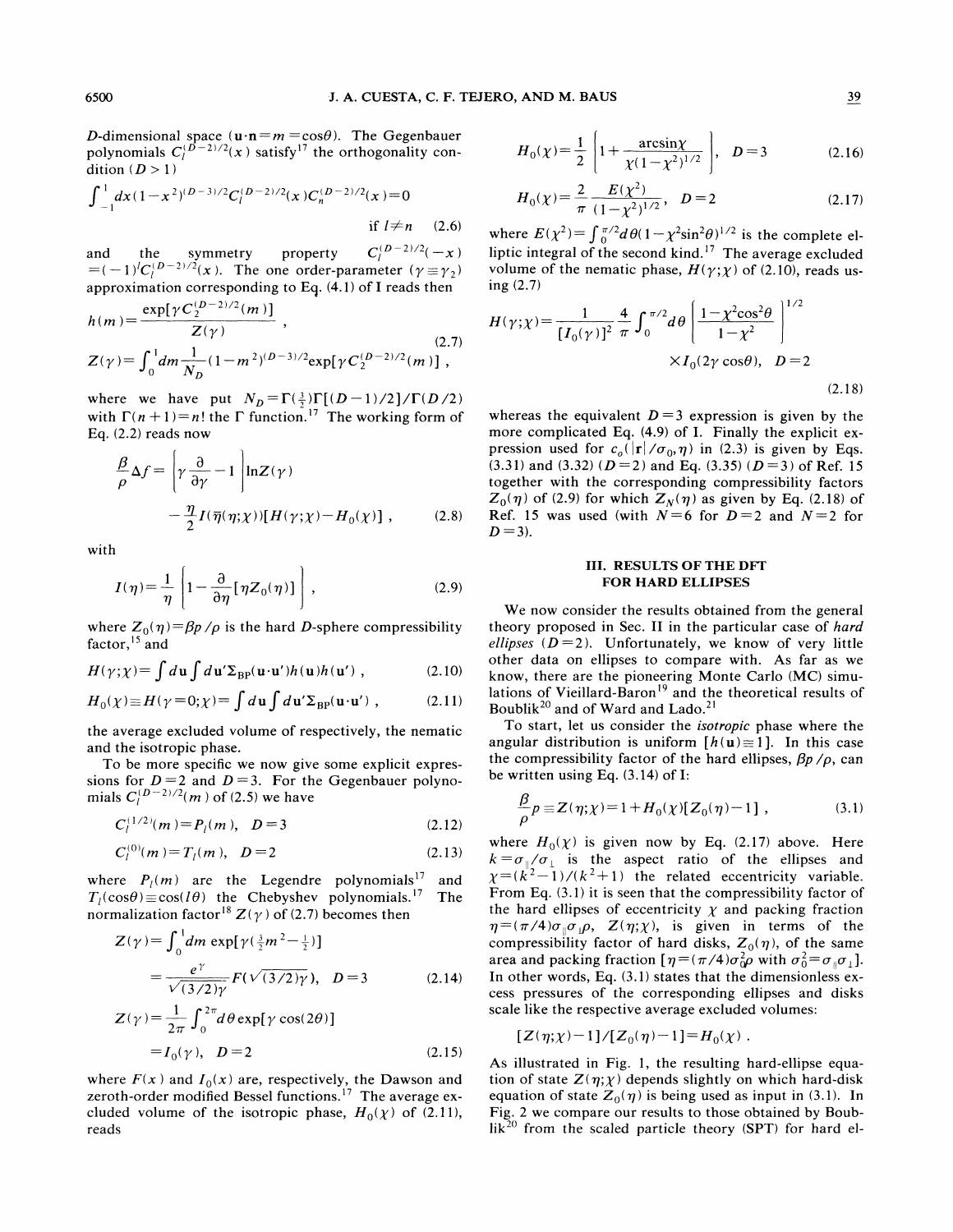$D$-dimensional space ($\mathbf{u}\cdot\mathbf{n}=m=\cos\theta$). The Gegenbauer polynomials $C_l^{(D-2)/2}(x)$ satisfy[17] the orthogonality condition ($D>1$)

$$\int_{-1}^{1} dx\,(1-x^2)^{(D-3)/2} C_l^{(D-2)/2}(x) C_n^{(D-2)/2}(x) = 0 \quad \text{if } l \neq n \tag{2.6}$$

and the symmetry property $C_l^{(D-2)/2}(-x) = (-1)^l C_l^{(D-2)/2}(x)$. The one order-parameter ($\gamma \equiv \gamma_2$) approximation corresponding to Eq. (4.1) of I reads then

$$h(m) = \frac{\exp[\gamma C_2^{(D-2)/2}(m)]}{Z(\gamma)}\,,$$
$$Z(\gamma) = \int_0^1 dm \frac{1}{N_D}(1-m^2)^{(D-3)/2} \exp[\gamma C_2^{(D-2)/2}(m)]\,, \tag{2.7}$$

where we have put $N_D = \Gamma(\frac{1}{2})\Gamma[(D-1)/2]/\Gamma(D/2)$ with $\Gamma(n+1)=n!$ the $\Gamma$ function.[17] The working form of Eq. (2.2) reads now

$$\frac{\beta}{\rho}\Delta f = \left[\gamma\frac{\partial}{\partial\gamma} - 1\right]\ln Z(\gamma) - \frac{\eta}{2} I(\overline{\eta}(\eta;\chi))[H(\gamma;\chi) - H_0(\chi)]\,, \tag{2.8}$$

with

$$I(\eta) = \frac{1}{\eta}\left[1 - \frac{\partial}{\partial\eta}[\eta Z_0(\eta)]\right]\,, \tag{2.9}$$

where $Z_0(\eta) = \beta p/\rho$ is the hard $D$-sphere compressibility factor,[15] and

$$H(\gamma;\chi) = \int d\mathbf{u}\int d\mathbf{u}'\,\Sigma_{\mathrm{BP}}(\mathbf{u}\cdot\mathbf{u}')h(\mathbf{u})h(\mathbf{u}')\,, \tag{2.10}$$

$$H_0(\chi) \equiv H(\gamma=0;\chi) = \int d\mathbf{u}\int d\mathbf{u}'\,\Sigma_{\mathrm{BP}}(\mathbf{u}\cdot\mathbf{u}')\,, \tag{2.11}$$

the average excluded volume of respectively, the nematic and the isotropic phase.

To be more specific we now give some explicit expressions for $D=2$ and $D=3$. For the Gegenbauer polynomials $C_l^{(D-2)/2}(m)$ of (2.5) we have

$$C_l^{(1/2)}(m) = P_l(m)\,, \quad D=3 \tag{2.12}$$

$$C_l^{(0)}(m) = T_l(m)\,, \quad D=2 \tag{2.13}$$

where $P_l(m)$ are the Legendre polynomials[17] and $T_l(\cos\theta) \equiv \cos(l\theta)$ the Chebyshev polynomials.[17] The normalization factor[18] $Z(\gamma)$ of (2.7) becomes then

$$Z(\gamma) = \int_0^1 dm\,\exp[\gamma(\tfrac{3}{2}m^2 - \tfrac{1}{2})] = \frac{e^\gamma}{\sqrt{(3/2)\gamma}} F(\sqrt{(3/2)\gamma})\,, \quad D=3 \tag{2.14}$$

$$Z(\gamma) = \frac{1}{2\pi}\int_0^{2\pi} d\theta\,\exp[\gamma\cos(2\theta)] = I_0(\gamma)\,, \quad D=2 \tag{2.15}$$

where $F(x)$ and $I_0(x)$ are, respectively, the Dawson and zeroth-order modified Bessel functions.[17] The average excluded volume of the isotropic phase, $H_0(\chi)$ of (2.11), reads

$$H_0(\chi) = \frac{1}{2}\left[1 + \frac{\arcsin\chi}{\chi(1-\chi^2)^{1/2}}\right]\,, \quad D=3 \tag{2.16}$$

$$H_0(\chi) = \frac{2}{\pi}\frac{E(\chi^2)}{(1-\chi^2)^{1/2}}\,, \quad D=2 \tag{2.17}$$

where $E(\chi^2) = \int_0^{\pi/2} d\theta\,(1-\chi^2\sin^2\theta)^{1/2}$ is the complete elliptic integral of the second kind.[17] The average excluded volume of the nematic phase, $H(\gamma;\chi)$ of (2.10), reads using (2.7)

$$H(\gamma;\chi) = \frac{1}{[I_0(\gamma)]^2}\frac{4}{\pi}\int_0^{\pi/2} d\theta \left[\frac{1-\chi^2\cos^2\theta}{1-\chi^2}\right]^{1/2} \times I_0(2\gamma\cos\theta)\,, \quad D=2 \tag{2.18}$$

whereas the equivalent $D=3$ expression is given by the more complicated Eq. (4.9) of I. Finally the explicit expression used for $c_0(|\mathbf{r}|/\sigma_0,\eta)$ in (2.3) is given by Eqs. (3.31) and (3.32) ($D=2$) and Eq. (3.35) ($D=3$) of Ref. 15 together with the corresponding compressibility factors $Z_0(\eta)$ of (2.9) for which $Z_N(\eta)$ as given by Eq. (2.18) of Ref. 15 was used (with $N=6$ for $D=2$ and $N=2$ for $D=3$).

## III. RESULTS OF THE DFT FOR HARD ELLIPSES

We now consider the results obtained from the general theory proposed in Sec. II in the particular case of *hard ellipses* ($D=2$). Unfortunately, we know of very little other data on ellipses to compare with. As far as we know, there are the pioneering Monte Carlo (MC) simulations of Vieillard-Baron[19] and the theoretical results of Boublik[20] and of Ward and Lado.[21]

To start, let us consider the *isotropic* phase where the angular distribution is uniform [$h(\mathbf{u}) \equiv 1$]. In this case the compressibility factor of the hard ellipses, $\beta p/\rho$, can be written using Eq. (3.14) of I:

$$\frac{\beta}{\rho}p \equiv Z(\eta;\chi) = 1 + H_0(\chi)[Z_0(\eta) - 1]\,, \tag{3.1}$$

where $H_0(\chi)$ is given now by Eq. (2.17) above. Here $k = \sigma_\parallel/\sigma_\perp$ is the aspect ratio of the ellipses and $\chi = (k^2-1)/(k^2+1)$ the related eccentricity variable. From Eq. (3.1) it is seen that the compressibility factor of the hard ellipses of eccentricity $\chi$ and packing fraction $\eta = (\pi/4)\sigma_\parallel\sigma_\perp\rho$, $Z(\eta;\chi)$, is given in terms of the compressibility factor of hard disks, $Z_0(\eta)$, of the same area and packing fraction [$\eta = (\pi/4)\sigma_0^2\rho$ with $\sigma_0^2 = \sigma_\parallel\sigma_\perp$]. In other words, Eq. (3.1) states that the dimensionless excess pressures of the corresponding ellipses and disks scale like the respective average excluded volumes:

$$[Z(\eta;\chi) - 1]/[Z_0(\eta) - 1] = H_0(\chi)\,.$$

As illustrated in Fig. 1, the resulting hard-ellipse equation of state $Z(\eta;\chi)$ depends slightly on which hard-disk equation of state $Z_0(\eta)$ is being used as input in (3.1). In Fig. 2 we compare our results to those obtained by Boublik[20] from the scaled particle theory (SPT) for hard el-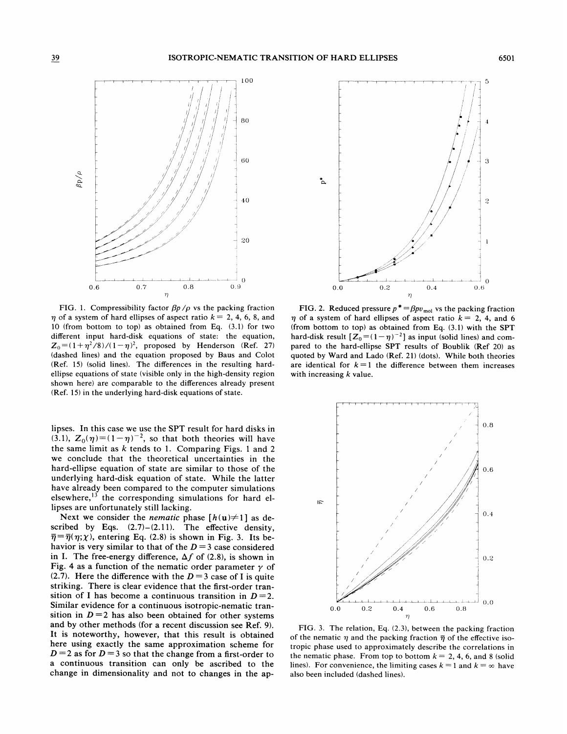FIG. 1. Compressibility factor $\beta p/\rho$ vs the packing fraction $\eta$ of a system of hard ellipses of aspect ratio $k=2$, 4, 6, 8, and 10 (from bottom to top) as obtained from Eq. (3.1) for two different input hard-disk equations of state: the equation, $Z_0=(1+\eta^2/8)/(1-\eta)^2$, proposed by Henderson (Ref. 27) (dashed lines) and the equation proposed by Baus and Colot (Ref. 15) (solid lines). The differences in the resulting hard-ellipse equations of state (visible only in the high-density region shown here) are comparable to the differences already present (Ref. 15) in the underlying hard-disk equations of state.

FIG. 2. Reduced pressure $p^*=\beta p v_{\rm mol}$ vs the packing fraction $\eta$ of a system of hard ellipses of aspect ratio $k=2$, 4, and 6 (from bottom to top) as obtained from Eq. (3.1) with the SPT hard-disk result $[Z_0=(1-\eta)^{-2}]$ as input (solid lines) and compared to the hard-ellipse SPT results of Boublik (Ref 20) as quoted by Ward and Lado (Ref. 21) (dots). While both theories are identical for $k=1$ the difference between them increases with increasing $k$ value.

lipses. In this case we use the SPT result for hard disks in (3.1), $Z_0(\eta)=(1-\eta)^{-2}$, so that both theories will have the same limit as $k$ tends to 1. Comparing Figs. 1 and 2 we conclude that the theoretical uncertainties in the hard-ellipse equation of state are similar to those of the underlying hard-disk equation of state. While the latter have already been compared to the computer simulations elsewhere,[13] the corresponding simulations for hard ellipses are unfortunately still lacking.

Next we consider the *nematic* phase $[h(\mathbf{u})\neq 1]$ as described by Eqs. (2.7)–(2.11). The effective density, $\bar{\eta}=\bar{\eta}(\eta;\chi)$, entering Eq. (2.8) is shown in Fig. 3. Its behavior is very similar to that of the $D=3$ case considered in I. The free-energy difference, $\Delta f$ of (2.8), is shown in Fig. 4 as a function of the nematic order parameter $\gamma$ of (2.7). Here the difference with the $D=3$ case of I is quite striking. There is clear evidence that the first-order transition of I has become a continuous transition in $D=2$. Similar evidence for a continuous isotropic-nematic transition in $D=2$ has also been obtained for other systems and by other methods (for a recent discussion see Ref. 9). It is noteworthy, however, that this result is obtained here using exactly the same approximation scheme for $D=2$ as for $D=3$ so that the change from a first-order to a continuous transition can only be ascribed to the change in dimensionality and not to changes in the ap-

FIG. 3. The relation, Eq. (2.3), between the packing fraction of the nematic $\eta$ and the packing fraction $\bar{\eta}$ of the effective isotropic phase used to approximately describe the correlations in the nematic phase. From top to bottom $k=2$, 4, 6, and 8 (solid lines). For convenience, the limiting cases $k=1$ and $k=\infty$ have also been included (dashed lines).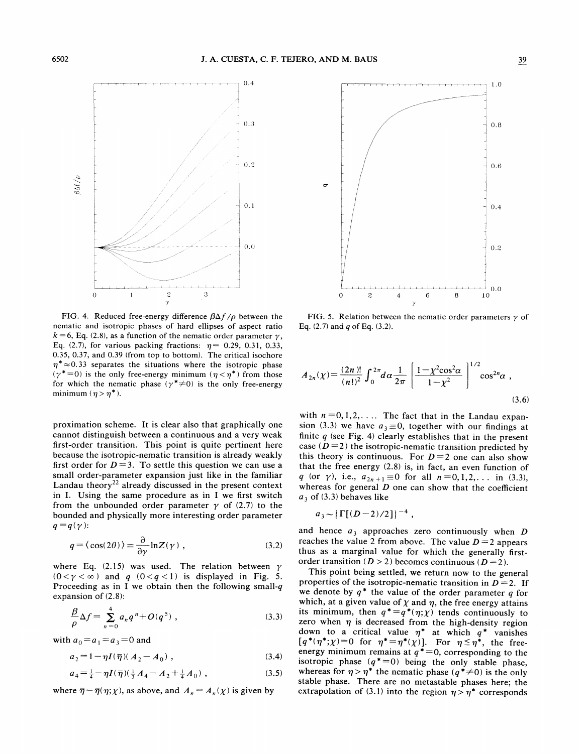FIG. 4. Reduced free-energy difference $\beta\Delta f/\rho$ between the nematic and isotropic phases of hard ellipses of aspect ratio $k=6$, Eq. (2.8), as a function of the nematic order parameter $\gamma$, Eq. (2.7), for various packing fractions: $\eta=$ 0.29, 0.31, 0.33, 0.35, 0.37, and 0.39 (from top to bottom). The critical isochore $\eta^*\approx 0.33$ separates the situations where the isotropic phase ($\gamma^*=0$) is the only free-energy minimum ($\eta<\eta^*$) from those for which the nematic phase ($\gamma^*\neq 0$) is the only free-energy minimum ($\eta>\eta^*$).

FIG. 5. Relation between the nematic order parameters $\gamma$ of Eq. (2.7) and $q$ of Eq. (3.2).

proximation scheme. It is clear also that graphically one cannot distinguish between a continuous and a very weak first-order transition. This point is quite pertinent here because the isotropic-nematic transition is already weakly first order for $D=3$. To settle this question we can use a small order-parameter expansion just like in the familiar Landau theory[22] already discussed in the present context in I. Using the same procedure as in I we first switch from the unbounded order parameter $\gamma$ of (2.7) to the bounded and physically more interesting order parameter $q=q(\gamma)$:

$$q=\langle\cos(2\theta)\rangle\equiv\frac{\partial}{\partial\gamma}\ln Z(\gamma)\ , \tag{3.2}$$

where Eq. (2.15) was used. The relation between $\gamma$ $(0<\gamma<\infty)$ and $q$ $(0<q<1)$ is displayed in Fig. 5. Proceeding as in I we obtain then the following small-$q$ expansion of (2.8):

$$\frac{\beta}{\rho}\Delta f=\sum_{n=0}^{4}a_n q^n+O(q^5)\ , \tag{3.3}$$

with $a_0=a_1=a_3=0$ and

$$a_2=1-\eta I(\bar{\eta})(A_2-A_0)\ , \tag{3.4}$$

$$a_4=\tfrac{1}{4}-\eta I(\bar{\eta})(\tfrac{1}{3}A_4-A_2+\tfrac{1}{4}A_0)\ , \tag{3.5}$$

where $\bar{\eta}=\bar{\eta}(\eta;\chi)$, as above, and $A_n=A_n(\chi)$ is given by

$$A_{2n}(\chi)=\frac{(2n)!}{(n!)^2}\int_0^{2\pi}d\alpha\frac{1}{2\pi}\left[\frac{1-\chi^2\cos^2\alpha}{1-\chi^2}\right]^{1/2}\cos^{2n}\alpha\ , \tag{3.6}$$

with $n=0,1,2,\ldots$. The fact that in the Landau expansion (3.3) we have $a_3\equiv 0$, together with our findings at finite $q$ (see Fig. 4) clearly establishes that in the present case ($D=2$) the isotropic-nematic transition predicted by this theory is continuous. For $D=2$ one can also show that the free energy (2.8) is, in fact, an even function of $q$ (or $\gamma$), i.e., $a_{2n+1}\equiv 0$ for all $n=0,1,2,\ldots$ in (3.3), whereas for general $D$ one can show that the coefficient $a_3$ of (3.3) behaves like

$$a_3\sim\{\Gamma[(D-2)/2]\}^{-4}\ ,$$

and hence $a_3$ approaches zero continuously when $D$ reaches the value 2 from above. The value $D=2$ appears thus as a marginal value for which the generally first-order transition ($D>2$) becomes continuous ($D=2$).

This point being settled, we return now to the general properties of the isotropic-nematic transition in $D=2$. If we denote by $q^*$ the value of the order parameter $q$ for which, at a given value of $\chi$ and $\eta$, the free energy attains its minimum, then $q^*=q^*(\eta;\chi)$ tends continuously to zero when $\eta$ is decreased from the high-density region down to a critical value $\eta^*$ at which $q^*$ vanishes $[q^*(\eta^*;\chi)=0$ for $\eta^*=\eta^*(\chi)]$. For $\eta\leq\eta^*$, the free-energy minimum remains at $q^*=0$, corresponding to the isotropic phase ($q^*=0$) being the only stable phase, whereas for $\eta>\eta^*$ the nematic phase ($q^*\neq 0$) is the only stable phase. There are no metastable phases here; the extrapolation of (3.1) into the region $\eta>\eta^*$ corresponds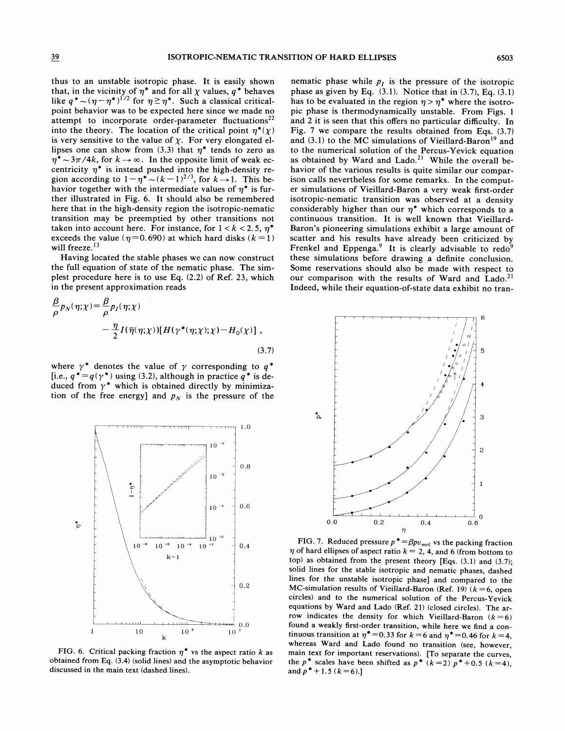thus to an unstable isotropic phase. It is easily shown that, in the vicinity of $\eta^*$ and for all $\chi$ values, $q^*$ behaves like $q^* \sim (\eta - \eta^*)^{1/2}$ for $\eta \geq \eta^*$. Such a classical critical-point behavior was to be expected here since we made no attempt to incorporate order-parameter fluctuations[22] into the theory. The location of the critical point $\eta^*(\chi)$ is very sensitive to the value of $\chi$. For very elongated ellipses one can show from (3.3) that $\eta^*$ tends to zero as $\eta^* \sim 3\pi/4k$, for $k \to \infty$. In the opposite limit of weak eccentricity $\eta^*$ is instead pushed into the high-density region according to $1 - \eta^* \sim (k-1)^{2/3}$, for $k \to 1$. This behavior together with the intermediate values of $\eta^*$ is further illustrated in Fig. 6. It should also be remembered here that in the high-density region the isotropic-nematic transition may be preempted by other transitions not taken into account here. For instance, for $1 < k < 2.5$, $\eta^*$ exceeds the value ($\eta = 0.690$) at which hard disks ($k = 1$) will freeze.[13]

Having located the stable phases we can now construct the full equation of state of the nematic phase. The simplest procedure here is to use Eq. (2.2) of Ref. 23, which in the present approximation reads

$$\frac{\beta}{\rho} p_N(\eta;\chi) = \frac{\beta}{\rho} p_I(\eta;\chi) - \frac{\eta}{2} I(\overline{\eta}(\eta;\chi))[H(\gamma^*(\eta;\chi);\chi) - H_0(\chi)] \,, \tag{3.7}$$

where $\gamma^*$ denotes the value of $\gamma$ corresponding to $q^*$ [i.e., $q^* = q(\gamma^*)$ using (3.2), although in practice $q^*$ is deduced from $\gamma^*$ which is obtained directly by minimization of the free energy] and $p_N$ is the pressure of the nematic phase while $p_I$ is the pressure of the isotropic phase as given by Eq. (3.1). Notice that in (3.7), Eq. (3.1) has to be evaluated in the region $\eta > \eta^*$ where the isotropic phase is thermodynamically unstable. From Figs. 1 and 2 it is seen that this offers no particular difficulty. In Fig. 7 we compare the results obtained from Eqs. (3.7) and (3.1) to the MC simulations of Vieillard-Baron[19] and to the numerical solution of the Percus-Yevick equation as obtained by Ward and Lado.[21] While the overall behavior of the various results is quite similar our comparison calls nevertheless for some remarks. In the computer simulations of Vieillard-Baron a very weak first-order isotropic-nematic transition was observed at a density considerably higher than our $\eta^*$ which corresponds to a continuous transition. It is well known that Vieillard-Baron's pioneering simulations exhibit a large amount of scatter and his results have already been criticized by Frenkel and Eppenga.[9] It is clearly advisable to redo[9] these simulations before drawing a definite conclusion. Some reservations should also be made with respect to our comparison with the results of Ward and Lado.[21] Indeed, while their equation-of-state data exhibit no tran-

FIG. 6. Critical packing fraction $\eta^*$ vs the aspect ratio $k$ as obtained from Eq. (3.4) (solid lines) and the asymptotic behavior discussed in the main text (dashed lines).

FIG. 7. Reduced pressure $p^* = \beta p v_{\text{mol}}$ vs the packing fraction $\eta$ of hard ellipses of aspect ratio $k = 2$, 4, and 6 (from bottom to top) as obtained from the present theory [Eqs. (3.1) and (3.7); solid lines for the stable isotropic and nematic phases, dashed lines for the unstable isotropic phase] and compared to the MC-simulation results of Vieillard-Baron (Ref. 19) ($k = 6$, open circles) and to the numerical solution of the Percus-Yevick equations by Ward and Lado (Ref. 21) (closed circles). The arrow indicates the density for which Vieillard-Baron ($k = 6$) found a weakly first-order transition, while here we find a continuous transition at $\eta^* = 0.33$ for $k = 6$ and $\eta^* = 0.46$ for $k = 4$, whereas Ward and Lado found no transition (see, however, main text for important reservations). [To separate the curves, the $p^*$ scales have been shifted as $p^*$ ($k = 2$) $p^* + 0.5$ ($k = 4$), and $p^* + 1.5$ ($k = 6$).]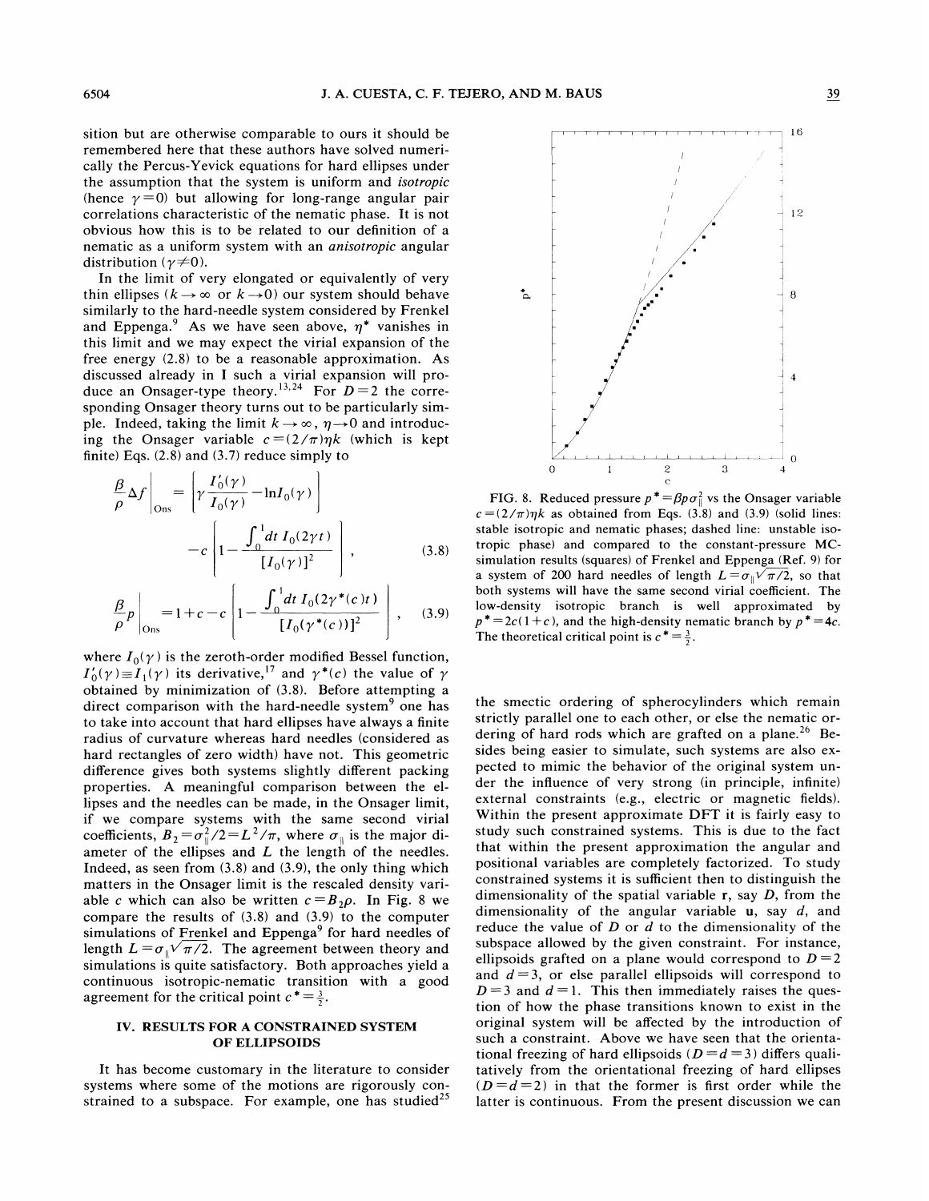sition but are otherwise comparable to ours it should be remembered here that these authors have solved numerically the Percus-Yevick equations for hard ellipses under the assumption that the system is uniform and *isotropic* (hence $\gamma=0$) but allowing for long-range angular pair correlations characteristic of the nematic phase. It is not obvious how this is to be related to our definition of a nematic as a uniform system with an *anisotropic* angular distribution ($\gamma \neq 0$).

In the limit of very elongated or equivalently of very thin ellipses ($k \to \infty$ or $k \to 0$) our system should behave similarly to the hard-needle system considered by Frenkel and Eppenga.[9] As we have seen above, $\eta^*$ vanishes in this limit and we may expect the virial expansion of the free energy (2.8) to be a reasonable approximation. As discussed already in I such a virial expansion will produce an Onsager-type theory.[13,24] For $D=2$ the corresponding Onsager theory turns out to be particularly simple. Indeed, taking the limit $k \to \infty$, $\eta \to 0$ and introducing the Onsager variable $c=(2/\pi)\eta k$ (which is kept finite) Eqs. (2.8) and (3.7) reduce simply to

$$\left.\frac{\beta}{\rho}\Delta f\right|_{\mathrm{Ons}} = \left\{ \gamma \frac{I_0'(\gamma)}{I_0(\gamma)} - \ln I_0(\gamma) \right\} - c\left\{ 1 - \frac{\int_0^1 dt\, I_0(2\gamma t)}{[I_0(\gamma)]^2} \right\}, \tag{3.8}$$

$$\left.\frac{\beta}{\rho}p\right|_{\mathrm{Ons}} = 1 + c - c\left\{ 1 - \frac{\int_0^1 dt\, I_0(2\gamma^*(c)t)}{[I_0(\gamma^*(c))]^2} \right\}, \tag{3.9}$$

where $I_0(\gamma)$ is the zeroth-order modified Bessel function, $I_0'(\gamma) \equiv I_1(\gamma)$ its derivative,[17] and $\gamma^*(c)$ the value of $\gamma$ obtained by minimization of (3.8). Before attempting a direct comparison with the hard-needle system[9] one has to take into account that hard ellipses have always a finite radius of curvature whereas hard needles (considered as hard rectangles of zero width) have not. This geometric difference gives both systems slightly different packing properties. A meaningful comparison between the ellipses and the needles can be made, in the Onsager limit, if we compare systems with the same second virial coefficients, $B_2=\sigma_\parallel^2/2=L^2/\pi$, where $\sigma_\parallel$ is the major diameter of the ellipses and $L$ the length of the needles. Indeed, as seen from (3.8) and (3.9), the only thing which matters in the Onsager limit is the rescaled density variable $c$ which can also be written $c=B_2\rho$. In Fig. 8 we compare the results of (3.8) and (3.9) to the computer simulations of Frenkel and Eppenga[9] for hard needles of length $L=\sigma_\parallel\sqrt{\pi/2}$. The agreement between theory and simulations is quite satisfactory. Both approaches yield a continuous isotropic-nematic transition with a good agreement for the critical point $c^*=\frac{3}{2}$.

FIG. 8. Reduced pressure $p^*=\beta p \sigma_\parallel^2$ vs the Onsager variable $c=(2/\pi)\eta k$ as obtained from Eqs. (3.8) and (3.9) (solid lines: stable isotropic and nematic phases; dashed line: unstable isotropic phase) and compared to the constant-pressure MC-simulation results (squares) of Frenkel and Eppenga (Ref. 9) for a system of 200 hard needles of length $L=\sigma_\parallel\sqrt{\pi/2}$, so that both systems will have the same second virial coefficient. The low-density isotropic branch is well approximated by $p^*=2c(1+c)$, and the high-density nematic branch by $p^*=4c$. The theoretical critical point is $c^*=\frac{3}{2}$.

## IV. RESULTS FOR A CONSTRAINED SYSTEM OF ELLIPSOIDS

It has become customary in the literature to consider systems where some of the motions are rigorously constrained to a subspace. For example, one has studied[25] the smectic ordering of spherocylinders which remain strictly parallel one to each other, or else the nematic ordering of hard rods which are grafted on a plane.[26] Besides being easier to simulate, such systems are also expected to mimic the behavior of the original system under the influence of very strong (in principle, infinite) external constraints (e.g., electric or magnetic fields). Within the present approximate DFT it is fairly easy to study such constrained systems. This is due to the fact that within the present approximation the angular and positional variables are completely factorized. To study constrained systems it is sufficient then to distinguish the dimensionality of the spatial variable $\mathbf{r}$, say $D$, from the dimensionality of the angular variable $\mathbf{u}$, say $d$, and reduce the value of $D$ or $d$ to the dimensionality of the subspace allowed by the given constraint. For instance, ellipsoids grafted on a plane would correspond to $D=2$ and $d=3$, or else parallel ellipsoids will correspond to $D=3$ and $d=1$. This then immediately raises the question of how the phase transitions known to exist in the original system will be affected by the introduction of such a constraint. Above we have seen that the orientational freezing of hard ellipsoids ($D=d=3$) differs qualitatively from the orientational freezing of hard ellipses ($D=d=2$) in that the former is first order while the latter is continuous. From the present discussion we can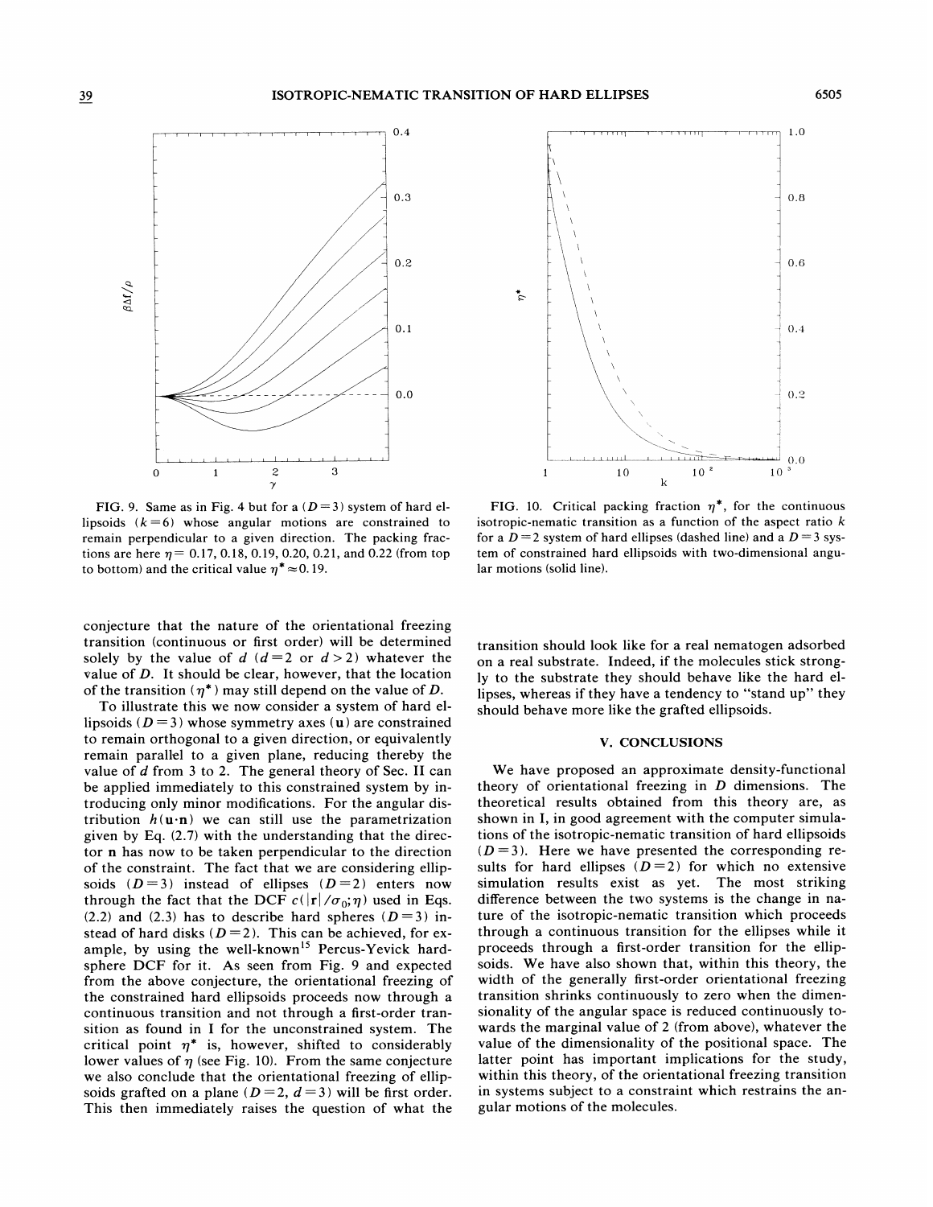FIG. 9. Same as in Fig. 4 but for a ($D=3$) system of hard ellipsoids ($k=6$) whose angular motions are constrained to remain perpendicular to a given direction. The packing fractions are here $\eta=0.17$, 0.18, 0.19, 0.20, 0.21, and 0.22 (from top to bottom) and the critical value $\eta^* \approx 0.19$.

FIG. 10. Critical packing fraction $\eta^*$, for the continuous isotropic-nematic transition as a function of the aspect ratio $k$ for a $D=2$ system of hard ellipses (dashed line) and a $D=3$ system of constrained hard ellipsoids with two-dimensional angular motions (solid line).

conjecture that the nature of the orientational freezing transition (continuous or first order) will be determined solely by the value of $d$ ($d=2$ or $d>2$) whatever the value of $D$. It should be clear, however, that the location of the transition ($\eta^*$) may still depend on the value of $D$.

To illustrate this we now consider a system of hard ellipsoids ($D=3$) whose symmetry axes ($\mathbf{u}$) are constrained to remain orthogonal to a given direction, or equivalently remain parallel to a given plane, reducing thereby the value of $d$ from 3 to 2. The general theory of Sec. II can be applied immediately to this constrained system by introducing only minor modifications. For the angular distribution $h(\mathbf{u}\cdot\mathbf{n})$ we can still use the parametrization given by Eq. (2.7) with the understanding that the director $\mathbf{n}$ has now to be taken perpendicular to the direction of the constraint. The fact that we are considering ellipsoids ($D=3$) instead of ellipses ($D=2$) enters now through the fact that the DCF $c(|\mathbf{r}|/\sigma_0;\eta)$ used in Eqs. (2.2) and (2.3) has to describe hard spheres ($D=3$) instead of hard disks ($D=2$). This can be achieved, for example, by using the well-known[15] Percus-Yevick hard-sphere DCF for it. As seen from Fig. 9 and expected from the above conjecture, the orientational freezing of the constrained hard ellipsoids proceeds now through a continuous transition and not through a first-order transition as found in I for the unconstrained system. The critical point $\eta^*$ is, however, shifted to considerably lower values of $\eta$ (see Fig. 10). From the same conjecture we also conclude that the orientational freezing of ellipsoids grafted on a plane ($D=2$, $d=3$) will be first order. This then immediately raises the question of what the transition should look like for a real nematogen adsorbed on a real substrate. Indeed, if the molecules stick strongly to the substrate they should behave like the hard ellipses, whereas if they have a tendency to "stand up" they should behave more like the grafted ellipsoids.

## V. CONCLUSIONS

We have proposed an approximate density-functional theory of orientational freezing in $D$ dimensions. The theoretical results obtained from this theory are, as shown in I, in good agreement with the computer simulations of the isotropic-nematic transition of hard ellipsoids ($D=3$). Here we have presented the corresponding results for hard ellipses ($D=2$) for which no extensive simulation results exist as yet. The most striking difference between the two systems is the change in nature of the isotropic-nematic transition which proceeds through a continuous transition for the ellipses while it proceeds through a first-order transition for the ellipsoids. We have also shown that, within this theory, the width of the generally first-order orientational freezing transition shrinks continuously to zero when the dimensionality of the angular space is reduced continuously towards the marginal value of 2 (from above), whatever the value of the dimensionality of the positional space. The latter point has important implications for the study, within this theory, of the orientational freezing transition in systems subject to a constraint which restrains the angular motions of the molecules.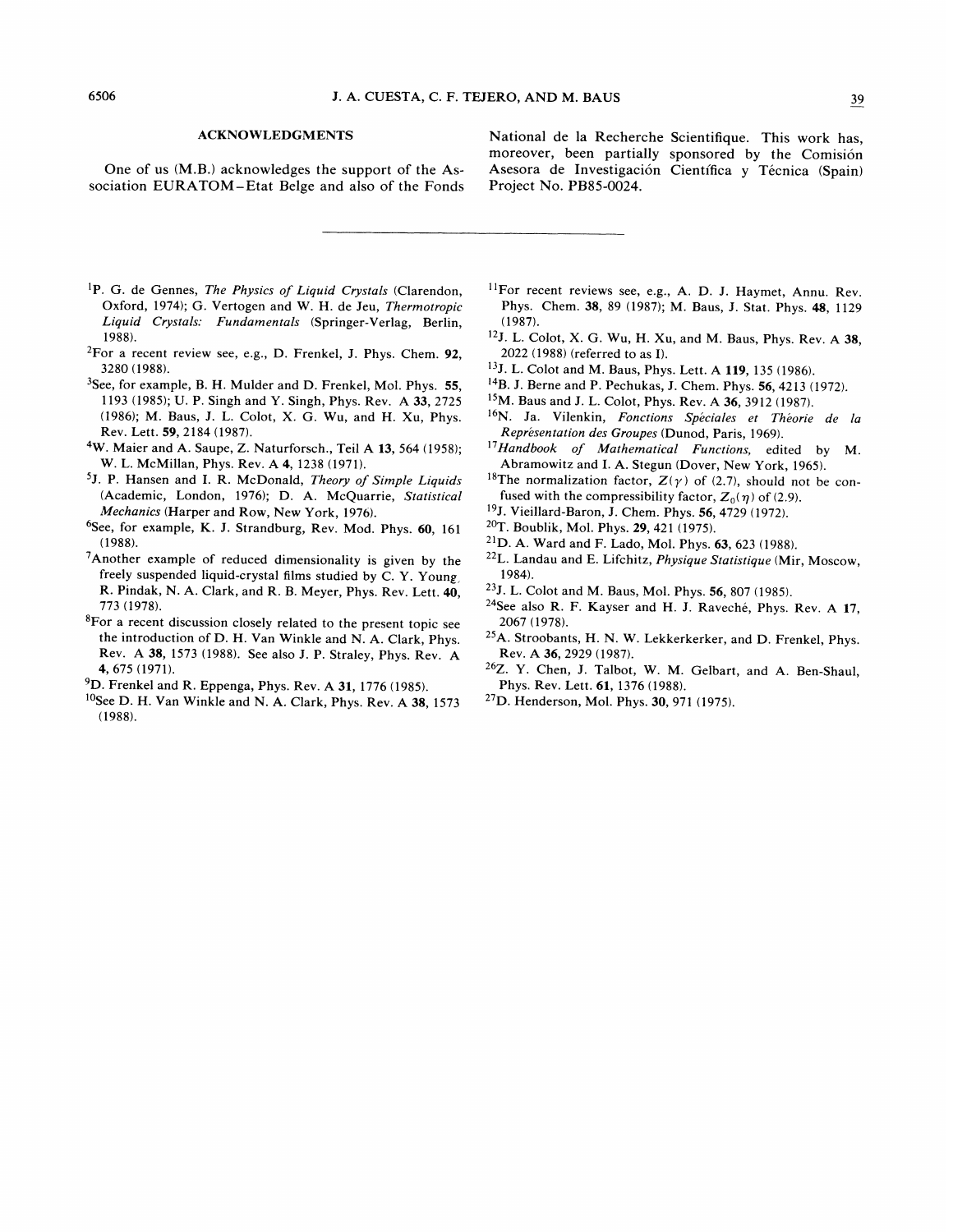## ACKNOWLEDGMENTS

One of us (M.B.) acknowledges the support of the Association EURATOM–Etat Belge and also of the Fonds National de la Recherche Scientifique. This work has, moreover, been partially sponsored by the Comisión Asesora de Investigación Científica y Técnica (Spain) Project No. PB85-0024.

---

[1] P. G. de Gennes, *The Physics of Liquid Crystals* (Clarendon, Oxford, 1974); G. Vertogen and W. H. de Jeu, *Thermotropic Liquid Crystals: Fundamentals* (Springer-Verlag, Berlin, 1988).

[2] For a recent review see, e.g., D. Frenkel, J. Phys. Chem. **92**, 3280 (1988).

[3] See, for example, B. H. Mulder and D. Frenkel, Mol. Phys. **55**, 1193 (1985); U. P. Singh and Y. Singh, Phys. Rev. A **33**, 2725 (1986); M. Baus, J. L. Colot, X. G. Wu, and H. Xu, Phys. Rev. Lett. **59**, 2184 (1987).

[4] W. Maier and A. Saupe, Z. Naturforsch., Teil A **13**, 564 (1958); W. L. McMillan, Phys. Rev. A **4**, 1238 (1971).

[5] J. P. Hansen and I. R. McDonald, *Theory of Simple Liquids* (Academic, London, 1976); D. A. McQuarrie, *Statistical Mechanics* (Harper and Row, New York, 1976).

[6] See, for example, K. J. Strandburg, Rev. Mod. Phys. **60**, 161 (1988).

[7] Another example of reduced dimensionality is given by the freely suspended liquid-crystal films studied by C. Y. Young, R. Pindak, N. A. Clark, and R. B. Meyer, Phys. Rev. Lett. **40**, 773 (1978).

[8] For a recent discussion closely related to the present topic see the introduction of D. H. Van Winkle and N. A. Clark, Phys. Rev. A **38**, 1573 (1988). See also J. P. Straley, Phys. Rev. A **4**, 675 (1971).

[9] D. Frenkel and R. Eppenga, Phys. Rev. A **31**, 1776 (1985).

[10] See D. H. Van Winkle and N. A. Clark, Phys. Rev. A **38**, 1573 (1988).

[11] For recent reviews see, e.g., A. D. J. Haymet, Annu. Rev. Phys. Chem. **38**, 89 (1987); M. Baus, J. Stat. Phys. **48**, 1129 (1987).

[12] J. L. Colot, X. G. Wu, H. Xu, and M. Baus, Phys. Rev. A **38**, 2022 (1988) (referred to as I).

[13] J. L. Colot and M. Baus, Phys. Lett. A **119**, 135 (1986).

[14] B. J. Berne and P. Pechukas, J. Chem. Phys. **56**, 4213 (1972).

[15] M. Baus and J. L. Colot, Phys. Rev. A **36**, 3912 (1987).

[16] N. Ja. Vilenkin, *Fonctions Spéciales et Théorie de la Représentation des Groupes* (Dunod, Paris, 1969).

[17] *Handbook of Mathematical Functions*, edited by M. Abramowitz and I. A. Stegun (Dover, New York, 1965).

[18] The normalization factor, $Z(\gamma)$ of (2.7), should not be confused with the compressibility factor, $Z_0(\eta)$ of (2.9).

[19] J. Vieillard-Baron, J. Chem. Phys. **56**, 4729 (1972).

[20] T. Boublik, Mol. Phys. **29**, 421 (1975).

[21] D. A. Ward and F. Lado, Mol. Phys. **63**, 623 (1988).

[22] L. Landau and E. Lifchitz, *Physique Statistique* (Mir, Moscow, 1984).

[23] J. L. Colot and M. Baus, Mol. Phys. **56**, 807 (1985).

[24] See also R. F. Kayser and H. J. Raveché, Phys. Rev. A **17**, 2067 (1978).

[25] A. Stroobants, H. N. W. Lekkerkerker, and D. Frenkel, Phys. Rev. A **36**, 2929 (1987).

[26] Z. Y. Chen, J. Talbot, W. M. Gelbart, and A. Ben-Shaul, Phys. Rev. Lett. **61**, 1376 (1988).

[27] D. Henderson, Mol. Phys. **30**, 971 (1975).